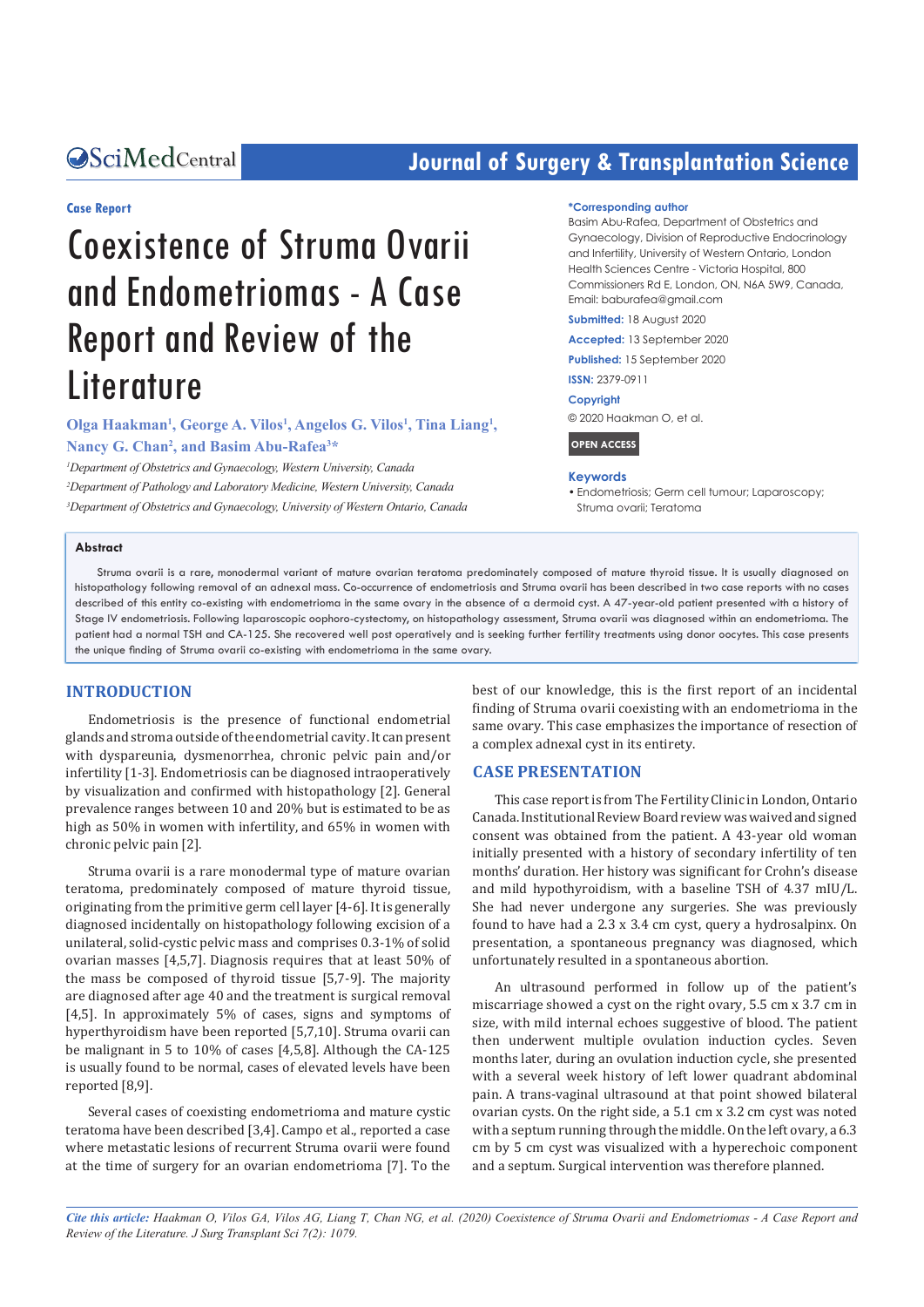Case Report

# Coexistence of Struma Ovarii and Endometriomas - A Case Report and Review of the Literature

**Olga Haakman[1], George A. Vilos[1], Angelos G. Vilos[1], Tina Liang[1], Nancy G. Chan[2], and Basim Abu-Rafea[3]***

[1]*Department of Obstetrics and Gynaecology, Western University, Canada*
[2]*Department of Pathology and Laboratory Medicine, Western University, Canada*
[3]*Department of Obstetrics and Gynaecology, University of Western Ontario, Canada*

**\*Corresponding author**
Basim Abu-Rafea, Department of Obstetrics and Gynaecology, Division of Reproductive Endocrinology and Infertility, University of Western Ontario, London Health Sciences Centre - Victoria Hospital, 800 Commissioners Rd E, London, ON, N6A 5W9, Canada, Email: baburafea@gmail.com

**Submitted:** 18 August 2020

**Accepted:** 13 September 2020

**Published:** 15 September 2020

**ISSN:** 2379-0911

**Copyright**
© 2020 Haakman O, et al.

**OPEN ACCESS**

**Keywords**
- Endometriosis; Germ cell tumour; Laparoscopy; Struma ovarii; Teratoma

## Abstract

Struma ovarii is a rare, monodermal variant of mature ovarian teratoma predominately composed of mature thyroid tissue. It is usually diagnosed on histopathology following removal of an adnexal mass. Co-occurrence of endometriosis and Struma ovarii has been described in two case reports with no cases described of this entity co-existing with endometrioma in the same ovary in the absence of a dermoid cyst. A 47-year-old patient presented with a history of Stage IV endometriosis. Following laparoscopic oophoro-cystectomy, on histopathology assessment, Struma ovarii was diagnosed within an endometrioma. The patient had a normal TSH and CA-125. She recovered well post operatively and is seeking further fertility treatments using donor oocytes. This case presents the unique finding of Struma ovarii co-existing with endometrioma in the same ovary.

## INTRODUCTION

Endometriosis is the presence of functional endometrial glands and stroma outside of the endometrial cavity. It can present with dyspareunia, dysmenorrhea, chronic pelvic pain and/or infertility [1-3]. Endometriosis can be diagnosed intraoperatively by visualization and confirmed with histopathology [2]. General prevalence ranges between 10 and 20% but is estimated to be as high as 50% in women with infertility, and 65% in women with chronic pelvic pain [2].

Struma ovarii is a rare monodermal type of mature ovarian teratoma, predominately composed of mature thyroid tissue, originating from the primitive germ cell layer [4-6]. It is generally diagnosed incidentally on histopathology following excision of a unilateral, solid-cystic pelvic mass and comprises 0.3-1% of solid ovarian masses [4,5,7]. Diagnosis requires that at least 50% of the mass be composed of thyroid tissue [5,7-9]. The majority are diagnosed after age 40 and the treatment is surgical removal [4,5]. In approximately 5% of cases, signs and symptoms of hyperthyroidism have been reported [5,7,10]. Struma ovarii can be malignant in 5 to 10% of cases [4,5,8]. Although the CA-125 is usually found to be normal, cases of elevated levels have been reported [8,9].

Several cases of coexisting endometrioma and mature cystic teratoma have been described [3,4]. Campo et al., reported a case where metastatic lesions of recurrent Struma ovarii were found at the time of surgery for an ovarian endometrioma [7]. To the best of our knowledge, this is the first report of an incidental finding of Struma ovarii coexisting with an endometrioma in the same ovary. This case emphasizes the importance of resection of a complex adnexal cyst in its entirety.

## CASE PRESENTATION

This case report is from The Fertility Clinic in London, Ontario Canada. Institutional Review Board review was waived and signed consent was obtained from the patient. A 43-year old woman initially presented with a history of secondary infertility of ten months' duration. Her history was significant for Crohn's disease and mild hypothyroidism, with a baseline TSH of 4.37 mIU/L. She had never undergone any surgeries. She was previously found to have had a 2.3 x 3.4 cm cyst, query a hydrosalpinx. On presentation, a spontaneous pregnancy was diagnosed, which unfortunately resulted in a spontaneous abortion.

An ultrasound performed in follow up of the patient's miscarriage showed a cyst on the right ovary, 5.5 cm x 3.7 cm in size, with mild internal echoes suggestive of blood. The patient then underwent multiple ovulation induction cycles. Seven months later, during an ovulation induction cycle, she presented with a several week history of left lower quadrant abdominal pain. A trans-vaginal ultrasound at that point showed bilateral ovarian cysts. On the right side, a 5.1 cm x 3.2 cm cyst was noted with a septum running through the middle. On the left ovary, a 6.3 cm by 5 cm cyst was visualized with a hyperechoic component and a septum. Surgical intervention was therefore planned.

*Cite this article: Haakman O, Vilos GA, Vilos AG, Liang T, Chan NG, et al. (2020) Coexistence of Struma Ovarii and Endometriomas - A Case Report and Review of the Literature. J Surg Transplant Sci 7(2): 1079.*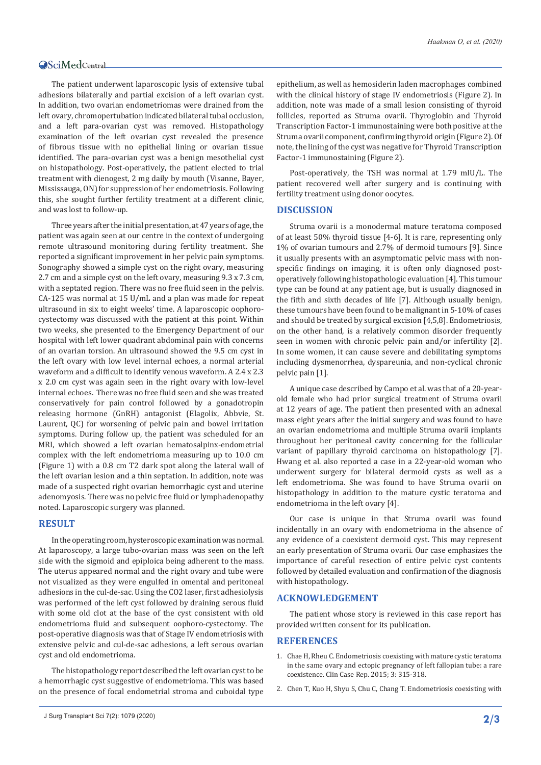The patient underwent laparoscopic lysis of extensive tubal adhesions bilaterally and partial excision of a left ovarian cyst. In addition, two ovarian endometriomas were drained from the left ovary, chromopertubation indicated bilateral tubal occlusion, and a left para-ovarian cyst was removed. Histopathology examination of the left ovarian cyst revealed the presence of fibrous tissue with no epithelial lining or ovarian tissue identified. The para-ovarian cyst was a benign mesothelial cyst on histopathology. Post-operatively, the patient elected to trial treatment with dienogest, 2 mg daily by mouth (Visanne, Bayer, Mississauga, ON) for suppression of her endometriosis. Following this, she sought further fertility treatment at a different clinic, and was lost to follow-up.

Three years after the initial presentation, at 47 years of age, the patient was again seen at our centre in the context of undergoing remote ultrasound monitoring during fertility treatment. She reported a significant improvement in her pelvic pain symptoms. Sonography showed a simple cyst on the right ovary, measuring 2.7 cm and a simple cyst on the left ovary, measuring 9.3 x 7.3 cm, with a septated region. There was no free fluid seen in the pelvis. CA-125 was normal at 15 U/mL and a plan was made for repeat ultrasound in six to eight weeks' time. A laparoscopic oophoro-cystectomy was discussed with the patient at this point. Within two weeks, she presented to the Emergency Department of our hospital with left lower quadrant abdominal pain with concerns of an ovarian torsion. An ultrasound showed the 9.5 cm cyst in the left ovary with low level internal echoes, a normal arterial waveform and a difficult to identify venous waveform. A 2.4 x 2.3 x 2.0 cm cyst was again seen in the right ovary with low-level internal echoes. There was no free fluid seen and she was treated conservatively for pain control followed by a gonadotropin releasing hormone (GnRH) antagonist (Elagolix, Abbvie, St. Laurent, QC) for worsening of pelvic pain and bowel irritation symptoms. During follow up, the patient was scheduled for an MRI, which showed a left ovarian hematosalpinx-endometrial complex with the left endometrioma measuring up to 10.0 cm (Figure 1) with a 0.8 cm T2 dark spot along the lateral wall of the left ovarian lesion and a thin septation. In addition, note was made of a suspected right ovarian hemorrhagic cyst and uterine adenomyosis. There was no pelvic free fluid or lymphadenopathy noted. Laparoscopic surgery was planned.

## RESULT

In the operating room, hysteroscopic examination was normal. At laparoscopy, a large tubo-ovarian mass was seen on the left side with the sigmoid and epiploica being adherent to the mass. The uterus appeared normal and the right ovary and tube were not visualized as they were engulfed in omental and peritoneal adhesions in the cul-de-sac. Using the CO2 laser, first adhesiolysis was performed of the left cyst followed by draining serous fluid with some old clot at the base of the cyst consistent with old endometrioma fluid and subsequent oophoro-cystectomy. The post-operative diagnosis was that of Stage IV endometriosis with extensive pelvic and cul-de-sac adhesions, a left serous ovarian cyst and old endometrioma.

The histopathology report described the left ovarian cyst to be a hemorrhagic cyst suggestive of endometrioma. This was based on the presence of focal endometrial stroma and cuboidal type epithelium, as well as hemosiderin laden macrophages combined with the clinical history of stage IV endometriosis (Figure 2). In addition, note was made of a small lesion consisting of thyroid follicles, reported as Struma ovarii. Thyroglobin and Thyroid Transcription Factor-1 immunostaining were both positive at the Struma ovarii component, confirming thyroid origin (Figure 2). Of note, the lining of the cyst was negative for Thyroid Transcription Factor-1 immunostaining (Figure 2).

Post-operatively, the TSH was normal at 1.79 mIU/L. The patient recovered well after surgery and is continuing with fertility treatment using donor oocytes.

## DISCUSSION

Struma ovarii is a monodermal mature teratoma composed of at least 50% thyroid tissue [4-6]. It is rare, representing only 1% of ovarian tumours and 2.7% of dermoid tumours [9]. Since it usually presents with an asymptomatic pelvic mass with non-specific findings on imaging, it is often only diagnosed post-operatively following histopathologic evaluation [4]. This tumour type can be found at any patient age, but is usually diagnosed in the fifth and sixth decades of life [7]. Although usually benign, these tumours have been found to be malignant in 5-10% of cases and should be treated by surgical excision [4,5,8]. Endometriosis, on the other hand, is a relatively common disorder frequently seen in women with chronic pelvic pain and/or infertility [2]. In some women, it can cause severe and debilitating symptoms including dysmenorrhea, dyspareunia, and non-cyclical chronic pelvic pain [1].

A unique case described by Campo et al. was that of a 20-year-old female who had prior surgical treatment of Struma ovarii at 12 years of age. The patient then presented with an adnexal mass eight years after the initial surgery and was found to have an ovarian endometrioma and multiple Struma ovarii implants throughout her peritoneal cavity concerning for the follicular variant of papillary thyroid carcinoma on histopathology [7]. Hwang et al. also reported a case in a 22-year-old woman who underwent surgery for bilateral dermoid cysts as well as a left endometrioma. She was found to have Struma ovarii on histopathology in addition to the mature cystic teratoma and endometrioma in the left ovary [4].

Our case is unique in that Struma ovarii was found incidentally in an ovary with endometrioma in the absence of any evidence of a coexistent dermoid cyst. This may represent an early presentation of Struma ovarii. Our case emphasizes the importance of careful resection of entire pelvic cyst contents followed by detailed evaluation and confirmation of the diagnosis with histopathology.

## ACKNOWLEDGEMENT

The patient whose story is reviewed in this case report has provided written consent for its publication.

## REFERENCES

1. Chae H, Rheu C. Endometriosis coexisting with mature cystic teratoma in the same ovary and ectopic pregnancy of left fallopian tube: a rare coexistence. Clin Case Rep. 2015; 3: 315-318.
2. Chen T, Kuo H, Shyu S, Chu C, Chang T. Endometriosis coexisting with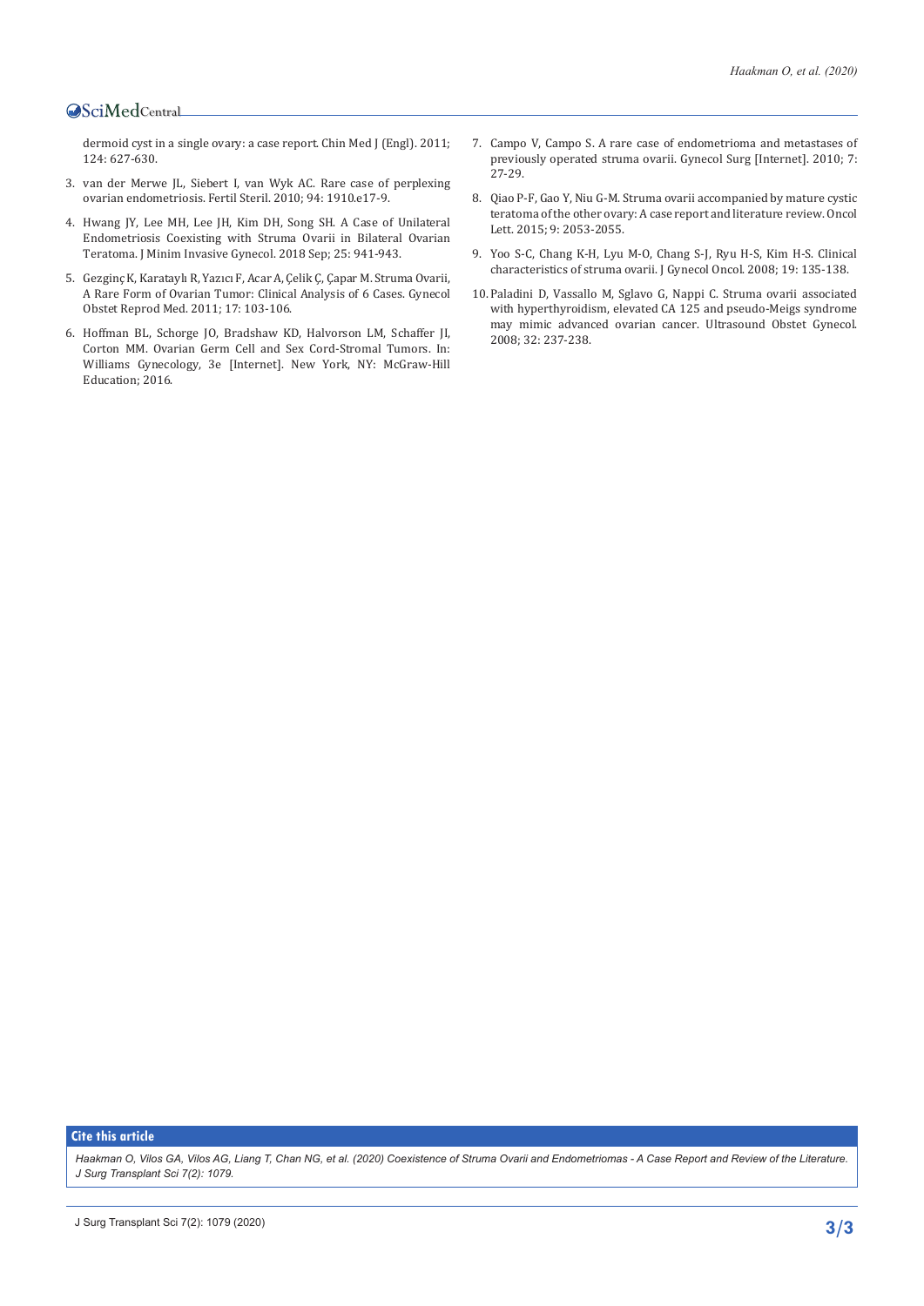dermoid cyst in a single ovary: a case report. Chin Med J (Engl). 2011; 124: 627-630.

3. van der Merwe JL, Siebert I, van Wyk AC. Rare case of perplexing ovarian endometriosis. Fertil Steril. 2010; 94: 1910.e17-9.
4. Hwang JY, Lee MH, Lee JH, Kim DH, Song SH. A Case of Unilateral Endometriosis Coexisting with Struma Ovarii in Bilateral Ovarian Teratoma. J Minim Invasive Gynecol. 2018 Sep; 25: 941-943.
5. Gezginç K, Karataylı R, Yazıcı F, Acar A, Çelik Ç, Çapar M. Struma Ovarii, A Rare Form of Ovarian Tumor: Clinical Analysis of 6 Cases. Gynecol Obstet Reprod Med. 2011; 17: 103-106.
6. Hoffman BL, Schorge JO, Bradshaw KD, Halvorson LM, Schaffer JI, Corton MM. Ovarian Germ Cell and Sex Cord-Stromal Tumors. In: Williams Gynecology, 3e [Internet]. New York, NY: McGraw-Hill Education; 2016.
7. Campo V, Campo S. A rare case of endometrioma and metastases of previously operated struma ovarii. Gynecol Surg [Internet]. 2010; 7: 27-29.
8. Qiao P-F, Gao Y, Niu G-M. Struma ovarii accompanied by mature cystic teratoma of the other ovary: A case report and literature review. Oncol Lett. 2015; 9: 2053-2055.
9. Yoo S-C, Chang K-H, Lyu M-O, Chang S-J, Ryu H-S, Kim H-S. Clinical characteristics of struma ovarii. J Gynecol Oncol. 2008; 19: 135-138.
10. Paladini D, Vassallo M, Sglavo G, Nappi C. Struma ovarii associated with hyperthyroidism, elevated CA 125 and pseudo-Meigs syndrome may mimic advanced ovarian cancer. Ultrasound Obstet Gynecol. 2008; 32: 237-238.

**Cite this article**

*Haakman O, Vilos GA, Vilos AG, Liang T, Chan NG, et al. (2020) Coexistence of Struma Ovarii and Endometriomas - A Case Report and Review of the Literature. J Surg Transplant Sci 7(2): 1079.*